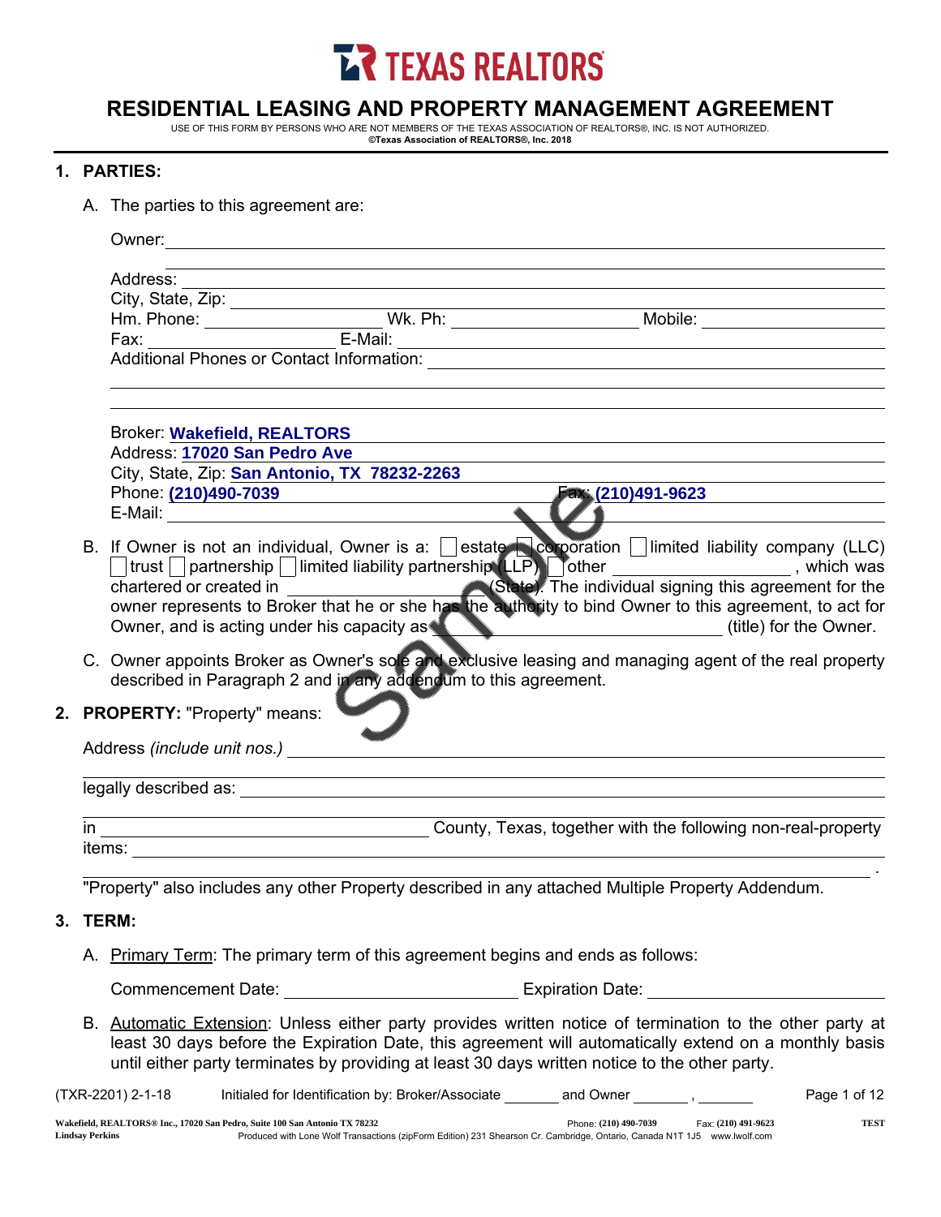TEXAS REALTORS

# RESIDENTIAL LEASING AND PROPERTY MANAGEMENT AGREEMENT

USE OF THIS FORM BY PERSONS WHO ARE NOT MEMBERS OF THE TEXAS ASSOCIATION OF REALTORS®, INC. IS NOT AUTHORIZED.
**©Texas Association of REALTORS®, Inc. 2018**

## 1. PARTIES:

A. The parties to this agreement are:

Owner: ______________________________________________

______________________________________________

Address: ______________________________________________

City, State, Zip: ______________________________________________

Hm. Phone: ____________ Wk. Ph: ____________ Mobile: ____________

Fax: ____________ E-Mail: ______________________________________________

Additional Phones or Contact Information: ______________________________________________

______________________________________________

______________________________________________

Broker: **Wakefield, REALTORS**

Address: **17020 San Pedro Ave**

City, State, Zip: **San Antonio, TX 78232-2263**

Phone: **(210)490-7039** Fax: **(210)491-9623**

E-Mail: ______________________________________________

B. If Owner is not an individual, Owner is a: ☐ estate ☐ corporation ☐ limited liability company (LLC) ☐ trust ☐ partnership ☐ limited liability partnership (LLP) ☐ other ____________, which was chartered or created in ____________ (State). The individual signing this agreement for the owner represents to Broker that he or she has the authority to bind Owner to this agreement, to act for Owner, and is acting under his capacity as ____________ (title) for the Owner.

C. Owner appoints Broker as Owner's sole and exclusive leasing and managing agent of the real property described in Paragraph 2 and in any addendum to this agreement.

## 2. PROPERTY: "Property" means:

Address *(include unit nos.)* ______________________________________________

______________________________________________

legally described as: ______________________________________________

______________________________________________

in ____________ County, Texas, together with the following non-real-property items: ______________________________________________

______________________________________________.

"Property" also includes any other Property described in any attached Multiple Property Addendum.

## 3. TERM:

A. Primary Term: The primary term of this agreement begins and ends as follows:

Commencement Date: ____________ Expiration Date: ____________

B. Automatic Extension: Unless either party provides written notice of termination to the other party at least 30 days before the Expiration Date, this agreement will automatically extend on a monthly basis until either party terminates by providing at least 30 days written notice to the other party.

(TXR-2201) 2-1-18 Initialed for Identification by: Broker/Associate ______ and Owner ______, ______

Wakefield, REALTORS® Inc., 17020 San Pedro, Suite 100 San Antonio TX 78232 Phone: (210) 490-7039 Fax: (210) 491-9623 TEST
Lindsay Perkins Produced with Lone Wolf Transactions (zipForm Edition) 231 Shearson Cr. Cambridge, Ontario, Canada N1T 1J5 www.lwolf.com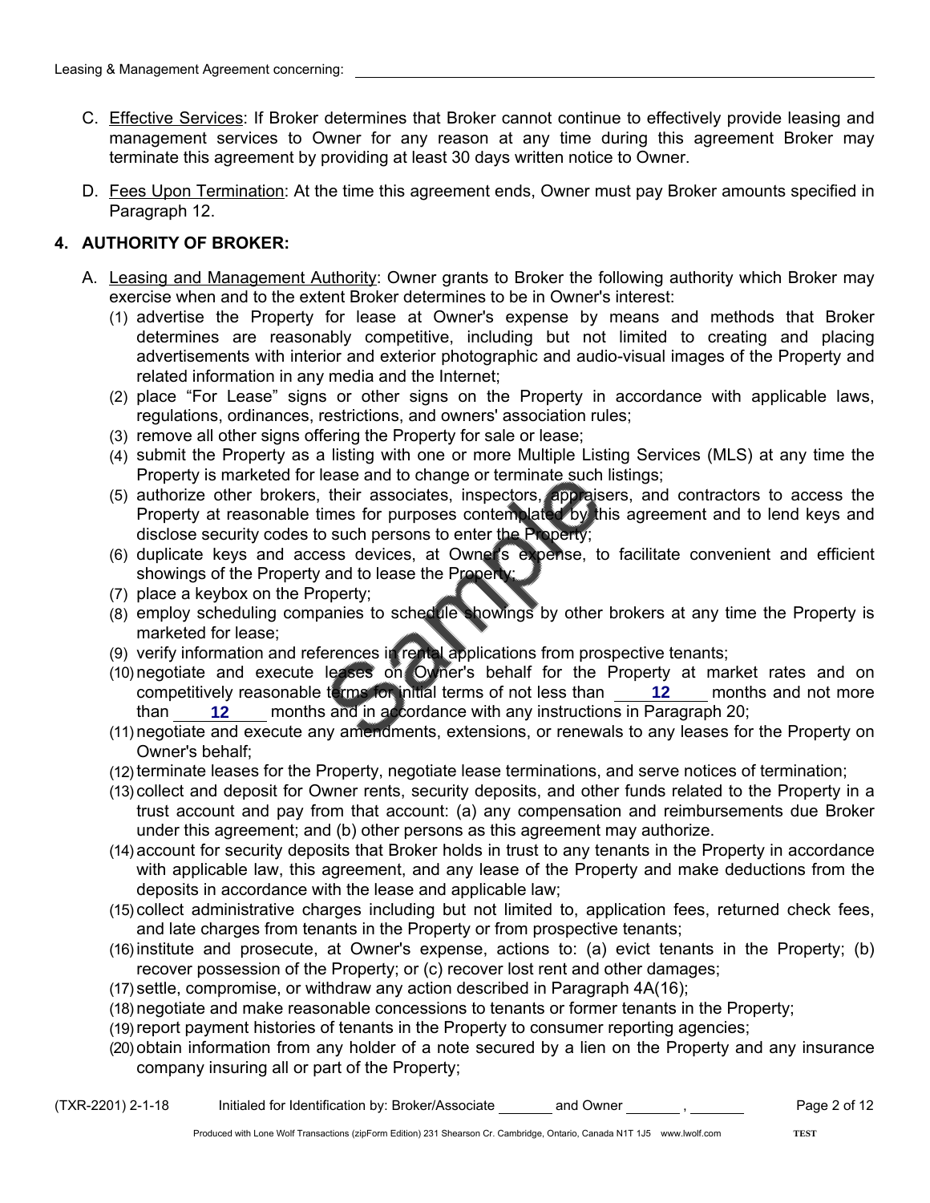C. Effective Services: If Broker determines that Broker cannot continue to effectively provide leasing and management services to Owner for any reason at any time during this agreement Broker may terminate this agreement by providing at least 30 days written notice to Owner.

D. Fees Upon Termination: At the time this agreement ends, Owner must pay Broker amounts specified in Paragraph 12.

## 4. AUTHORITY OF BROKER:

A. Leasing and Management Authority: Owner grants to Broker the following authority which Broker may exercise when and to the extent Broker determines to be in Owner's interest:

(1) advertise the Property for lease at Owner's expense by means and methods that Broker determines are reasonably competitive, including but not limited to creating and placing advertisements with interior and exterior photographic and audio-visual images of the Property and related information in any media and the Internet;

(2) place "For Lease" signs or other signs on the Property in accordance with applicable laws, regulations, ordinances, restrictions, and owners' association rules;

(3) remove all other signs offering the Property for sale or lease;

(4) submit the Property as a listing with one or more Multiple Listing Services (MLS) at any time the Property is marketed for lease and to change or terminate such listings;

(5) authorize other brokers, their associates, inspectors, appraisers, and contractors to access the Property at reasonable times for purposes contemplated by this agreement and to lend keys and disclose security codes to such persons to enter the Property;

(6) duplicate keys and access devices, at Owner's expense, to facilitate convenient and efficient showings of the Property and to lease the Property;

(7) place a keybox on the Property;

(8) employ scheduling companies to schedule showings by other brokers at any time the Property is marketed for lease;

(9) verify information and references in rental applications from prospective tenants;

(10) negotiate and execute leases on Owner's behalf for the Property at market rates and on competitively reasonable terms for initial terms of not less than 12 months and not more than 12 months and in accordance with any instructions in Paragraph 20;

(11) negotiate and execute any amendments, extensions, or renewals to any leases for the Property on Owner's behalf;

(12) terminate leases for the Property, negotiate lease terminations, and serve notices of termination;

(13) collect and deposit for Owner rents, security deposits, and other funds related to the Property in a trust account and pay from that account: (a) any compensation and reimbursements due Broker under this agreement; and (b) other persons as this agreement may authorize.

(14) account for security deposits that Broker holds in trust to any tenants in the Property in accordance with applicable law, this agreement, and any lease of the Property and make deductions from the deposits in accordance with the lease and applicable law;

(15) collect administrative charges including but not limited to, application fees, returned check fees, and late charges from tenants in the Property or from prospective tenants;

(16) institute and prosecute, at Owner's expense, actions to: (a) evict tenants in the Property; (b) recover possession of the Property; or (c) recover lost rent and other damages;

(17) settle, compromise, or withdraw any action described in Paragraph 4A(16);

(18) negotiate and make reasonable concessions to tenants or former tenants in the Property;

(19) report payment histories of tenants in the Property to consumer reporting agencies;

(20) obtain information from any holder of a note secured by a lien on the Property and any insurance company insuring all or part of the Property;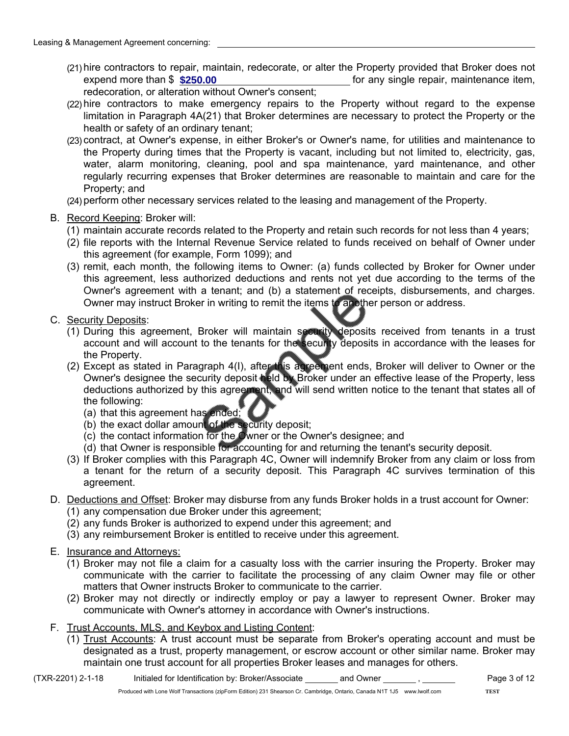Leasing & Management Agreement concerning: ____________________

(21) hire contractors to repair, maintain, redecorate, or alter the Property provided that Broker does not expend more than $ **$250.00** for any single repair, maintenance item, redecoration, or alteration without Owner's consent;

(22) hire contractors to make emergency repairs to the Property without regard to the expense limitation in Paragraph 4A(21) that Broker determines are necessary to protect the Property or the health or safety of an ordinary tenant;

(23) contract, at Owner's expense, in either Broker's or Owner's name, for utilities and maintenance to the Property during times that the Property is vacant, including but not limited to, electricity, gas, water, alarm monitoring, cleaning, pool and spa maintenance, yard maintenance, and other regularly recurring expenses that Broker determines are reasonable to maintain and care for the Property; and

(24) perform other necessary services related to the leasing and management of the Property.

B. Record Keeping: Broker will:

(1) maintain accurate records related to the Property and retain such records for not less than 4 years;

(2) file reports with the Internal Revenue Service related to funds received on behalf of Owner under this agreement (for example, Form 1099); and

(3) remit, each month, the following items to Owner: (a) funds collected by Broker for Owner under this agreement, less authorized deductions and rents not yet due according to the terms of the Owner's agreement with a tenant; and (b) a statement of receipts, disbursements, and charges. Owner may instruct Broker in writing to remit the items to another person or address.

C. Security Deposits:

(1) During this agreement, Broker will maintain security deposits received from tenants in a trust account and will account to the tenants for the security deposits in accordance with the leases for the Property.

(2) Except as stated in Paragraph 4(I), after this agreement ends, Broker will deliver to Owner or the Owner's designee the security deposit held by Broker under an effective lease of the Property, less deductions authorized by this agreement, and will send written notice to the tenant that states all of the following:

(a) that this agreement has ended;

(b) the exact dollar amount of the security deposit;

(c) the contact information for the Owner or the Owner's designee; and

(d) that Owner is responsible for accounting for and returning the tenant's security deposit.

(3) If Broker complies with this Paragraph 4C, Owner will indemnify Broker from any claim or loss from a tenant for the return of a security deposit. This Paragraph 4C survives termination of this agreement.

D. Deductions and Offset: Broker may disburse from any funds Broker holds in a trust account for Owner:

(1) any compensation due Broker under this agreement;

(2) any funds Broker is authorized to expend under this agreement; and

(3) any reimbursement Broker is entitled to receive under this agreement.

E. Insurance and Attorneys:

(1) Broker may not file a claim for a casualty loss with the carrier insuring the Property. Broker may communicate with the carrier to facilitate the processing of any claim Owner may file or other matters that Owner instructs Broker to communicate to the carrier.

(2) Broker may not directly or indirectly employ or pay a lawyer to represent Owner. Broker may communicate with Owner's attorney in accordance with Owner's instructions.

F. Trust Accounts, MLS, and Keybox and Listing Content:

(1) Trust Accounts: A trust account must be separate from Broker's operating account and must be designated as a trust, property management, or escrow account or other similar name. Broker may maintain one trust account for all properties Broker leases and manages for others.

(TXR-2201) 2-1-18 Initialed for Identification by: Broker/Associate _______ and Owner _______ , _______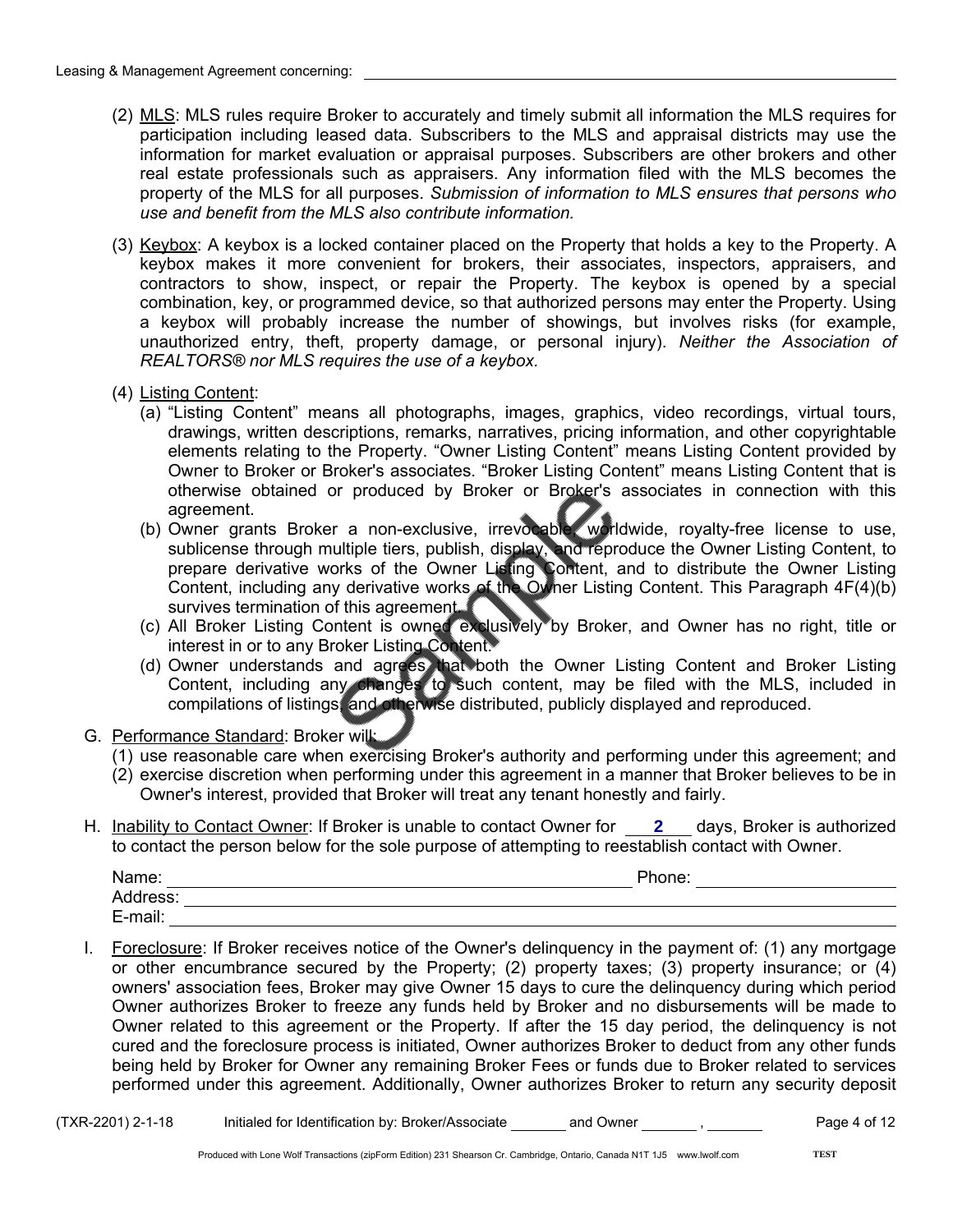(2) MLS: MLS rules require Broker to accurately and timely submit all information the MLS requires for participation including leased data. Subscribers to the MLS and appraisal districts may use the information for market evaluation or appraisal purposes. Subscribers are other brokers and other real estate professionals such as appraisers. Any information filed with the MLS becomes the property of the MLS for all purposes. *Submission of information to MLS ensures that persons who use and benefit from the MLS also contribute information.*

(3) Keybox: A keybox is a locked container placed on the Property that holds a key to the Property. A keybox makes it more convenient for brokers, their associates, inspectors, appraisers, and contractors to show, inspect, or repair the Property. The keybox is opened by a special combination, key, or programmed device, so that authorized persons may enter the Property. Using a keybox will probably increase the number of showings, but involves risks (for example, unauthorized entry, theft, property damage, or personal injury). *Neither the Association of REALTORS® nor MLS requires the use of a keybox.*

(4) Listing Content:

(a) "Listing Content" means all photographs, images, graphics, video recordings, virtual tours, drawings, written descriptions, remarks, narratives, pricing information, and other copyrightable elements relating to the Property. "Owner Listing Content" means Listing Content provided by Owner to Broker or Broker's associates. "Broker Listing Content" means Listing Content that is otherwise obtained or produced by Broker or Broker's associates in connection with this agreement.

(b) Owner grants Broker a non-exclusive, irrevocable, worldwide, royalty-free license to use, sublicense through multiple tiers, publish, display, and reproduce the Owner Listing Content, to prepare derivative works of the Owner Listing Content, and to distribute the Owner Listing Content, including any derivative works of the Owner Listing Content. This Paragraph 4F(4)(b) survives termination of this agreement.

(c) All Broker Listing Content is owned exclusively by Broker, and Owner has no right, title or interest in or to any Broker Listing Content.

(d) Owner understands and agrees that both the Owner Listing Content and Broker Listing Content, including any changes to such content, may be filed with the MLS, included in compilations of listings, and otherwise distributed, publicly displayed and reproduced.

G. Performance Standard: Broker will:

(1) use reasonable care when exercising Broker's authority and performing under this agreement; and

(2) exercise discretion when performing under this agreement in a manner that Broker believes to be in Owner's interest, provided that Broker will treat any tenant honestly and fairly.

H. Inability to Contact Owner: If Broker is unable to contact Owner for 2 days, Broker is authorized to contact the person below for the sole purpose of attempting to reestablish contact with Owner.

Name: ____________________ Phone: ____________________
Address: ____________________
E-mail: ____________________

I. Foreclosure: If Broker receives notice of the Owner's delinquency in the payment of: (1) any mortgage or other encumbrance secured by the Property; (2) property taxes; (3) property insurance; or (4) owners' association fees, Broker may give Owner 15 days to cure the delinquency during which period Owner authorizes Broker to freeze any funds held by Broker and no disbursements will be made to Owner related to this agreement or the Property. If after the 15 day period, the delinquency is not cured and the foreclosure process is initiated, Owner authorizes Broker to deduct from any other funds being held by Broker for Owner any remaining Broker Fees or funds due to Broker related to services performed under this agreement. Additionally, Owner authorizes Broker to return any security deposit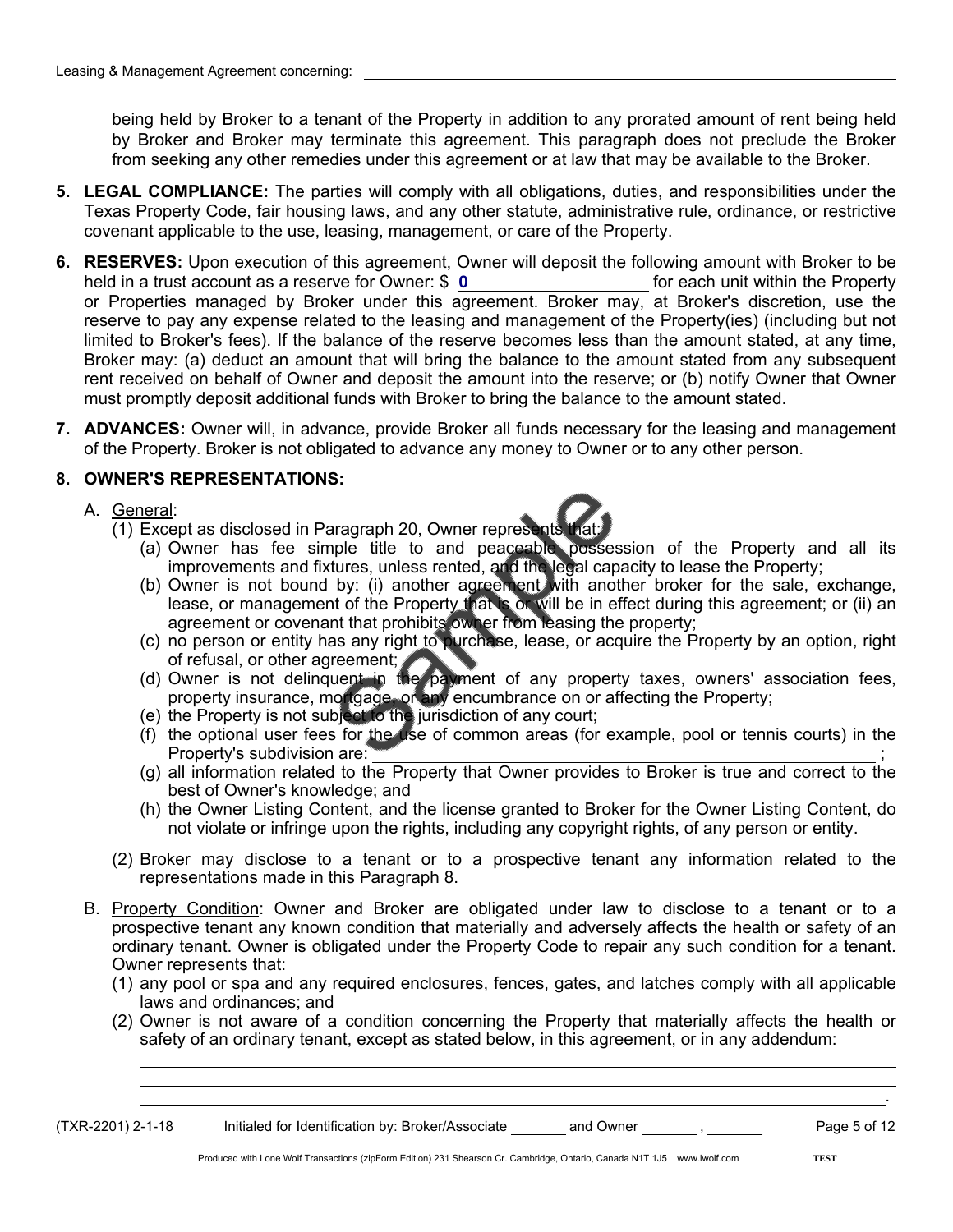being held by Broker to a tenant of the Property in addition to any prorated amount of rent being held by Broker and Broker may terminate this agreement. This paragraph does not preclude the Broker from seeking any other remedies under this agreement or at law that may be available to the Broker.

5. **LEGAL COMPLIANCE:** The parties will comply with all obligations, duties, and responsibilities under the Texas Property Code, fair housing laws, and any other statute, administrative rule, ordinance, or restrictive covenant applicable to the use, leasing, management, or care of the Property.

6. **RESERVES:** Upon execution of this agreement, Owner will deposit the following amount with Broker to be held in a trust account as a reserve for Owner: $ **0** \_\_\_\_\_\_\_\_\_\_\_\_\_\_\_\_ for each unit within the Property or Properties managed by Broker under this agreement. Broker may, at Broker's discretion, use the reserve to pay any expense related to the leasing and management of the Property(ies) (including but not limited to Broker's fees). If the balance of the reserve becomes less than the amount stated, at any time, Broker may: (a) deduct an amount that will bring the balance to the amount stated from any subsequent rent received on behalf of Owner and deposit the amount into the reserve; or (b) notify Owner that Owner must promptly deposit additional funds with Broker to bring the balance to the amount stated.

7. **ADVANCES:** Owner will, in advance, provide Broker all funds necessary for the leasing and management of the Property. Broker is not obligated to advance any money to Owner or to any other person.

8. **OWNER'S REPRESENTATIONS:**

   A. General:
   
   (1) Except as disclosed in Paragraph 20, Owner represents that:
   
   (a) Owner has fee simple title to and peaceable possession of the Property and all its improvements and fixtures, unless rented, and the legal capacity to lease the Property;
   
   (b) Owner is not bound by: (i) another agreement with another broker for the sale, exchange, lease, or management of the Property that is or will be in effect during this agreement; or (ii) an agreement or covenant that prohibits owner from leasing the property;
   
   (c) no person or entity has any right to purchase, lease, or acquire the Property by an option, right of refusal, or other agreement;
   
   (d) Owner is not delinquent in the payment of any property taxes, owners' association fees, property insurance, mortgage, or any encumbrance on or affecting the Property;
   
   (e) the Property is not subject to the jurisdiction of any court;
   
   (f) the optional user fees for the use of common areas (for example, pool or tennis courts) in the Property's subdivision are: \_\_\_\_\_\_\_\_\_\_\_\_\_\_\_\_\_\_\_\_\_\_\_\_\_\_\_\_\_\_\_\_\_\_\_\_ ;
   
   (g) all information related to the Property that Owner provides to Broker is true and correct to the best of Owner's knowledge; and
   
   (h) the Owner Listing Content, and the license granted to Broker for the Owner Listing Content, do not violate or infringe upon the rights, including any copyright rights, of any person or entity.
   
   (2) Broker may disclose to a tenant or to a prospective tenant any information related to the representations made in this Paragraph 8.

   B. Property Condition: Owner and Broker are obligated under law to disclose to a tenant or to a prospective tenant any known condition that materially and adversely affects the health or safety of an ordinary tenant. Owner is obligated under the Property Code to repair any such condition for a tenant. Owner represents that:
   
   (1) any pool or spa and any required enclosures, fences, gates, and latches comply with all applicable laws and ordinances; and
   
   (2) Owner is not aware of a condition concerning the Property that materially affects the health or safety of an ordinary tenant, except as stated below, in this agreement, or in any addendum:
   
   \_\_\_\_\_\_\_\_\_\_\_\_\_\_\_\_\_\_\_\_\_\_\_\_\_\_\_\_\_\_\_\_\_\_\_\_\_\_\_\_\_\_\_\_\_\_\_\_\_\_\_\_\_\_\_\_\_\_\_\_\_\_\_\_\_\_\_\_\_\_\_\_.

(TXR-2201) 2-1-18 Initialed for Identification by: Broker/Associate \_\_\_\_\_\_ and Owner \_\_\_\_\_\_ , \_\_\_\_\_\_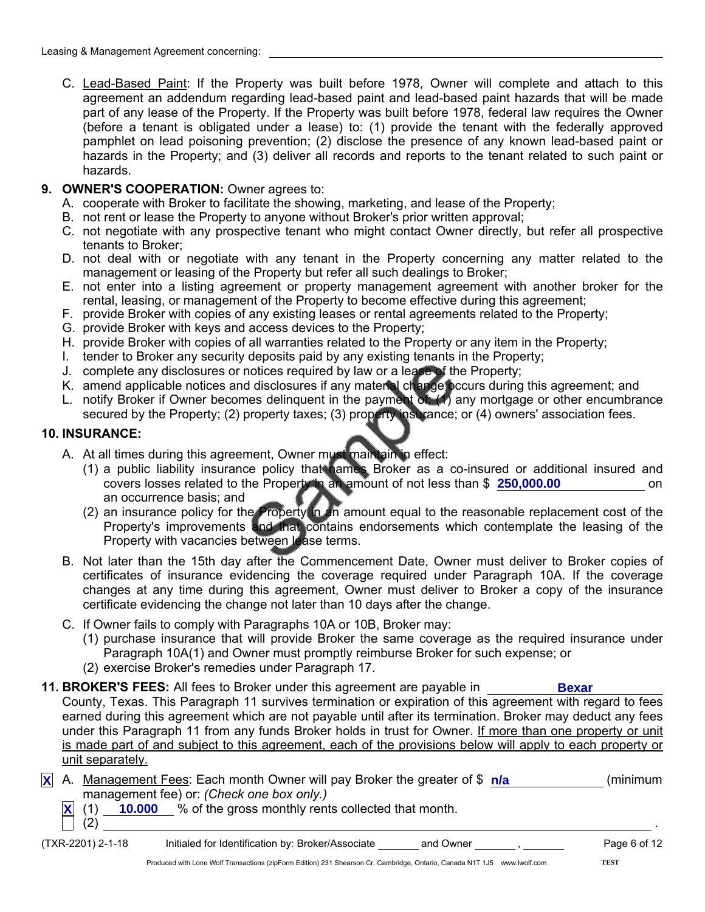Leasing & Management Agreement concerning: ____________________

C. Lead-Based Paint: If the Property was built before 1978, Owner will complete and attach to this agreement an addendum regarding lead-based paint and lead-based paint hazards that will be made part of any lease of the Property. If the Property was built before 1978, federal law requires the Owner (before a tenant is obligated under a lease) to: (1) provide the tenant with the federally approved pamphlet on lead poisoning prevention; (2) disclose the presence of any known lead-based paint or hazards in the Property; and (3) deliver all records and reports to the tenant related to such paint or hazards.

**9. OWNER'S COOPERATION:** Owner agrees to:

A. cooperate with Broker to facilitate the showing, marketing, and lease of the Property;
B. not rent or lease the Property to anyone without Broker's prior written approval;
C. not negotiate with any prospective tenant who might contact Owner directly, but refer all prospective tenants to Broker;
D. not deal with or negotiate with any tenant in the Property concerning any matter related to the management or leasing of the Property but refer all such dealings to Broker;
E. not enter into a listing agreement or property management agreement with another broker for the rental, leasing, or management of the Property to become effective during this agreement;
F. provide Broker with copies of any existing leases or rental agreements related to the Property;
G. provide Broker with keys and access devices to the Property;
H. provide Broker with copies of all warranties related to the Property or any item in the Property;
I. tender to Broker any security deposits paid by any existing tenants in the Property;
J. complete any disclosures or notices required by law or a lease of the Property;
K. amend applicable notices and disclosures if any material change occurs during this agreement; and
L. notify Broker if Owner becomes delinquent in the payment of: (1) any mortgage or other encumbrance secured by the Property; (2) property taxes; (3) property insurance; or (4) owners' association fees.

**10. INSURANCE:**

A. At all times during this agreement, Owner must maintain in effect:
   (1) a public liability insurance policy that names Broker as a co-insured or additional insured and covers losses related to the Property in an amount of not less than $ **250,000.00** on an occurrence basis; and
   (2) an insurance policy for the Property in an amount equal to the reasonable replacement cost of the Property's improvements and that contains endorsements which contemplate the leasing of the Property with vacancies between lease terms.

B. Not later than the 15th day after the Commencement Date, Owner must deliver to Broker copies of certificates of insurance evidencing the coverage required under Paragraph 10A. If the coverage changes at any time during this agreement, Owner must deliver to Broker a copy of the insurance certificate evidencing the change not later than 10 days after the change.

C. If Owner fails to comply with Paragraphs 10A or 10B, Broker may:
   (1) purchase insurance that will provide Broker the same coverage as the required insurance under Paragraph 10A(1) and Owner must promptly reimburse Broker for such expense; or
   (2) exercise Broker's remedies under Paragraph 17.

**11. BROKER'S FEES:** All fees to Broker under this agreement are payable in **Bexar** County, Texas. This Paragraph 11 survives termination or expiration of this agreement with regard to fees earned during this agreement which are not payable until after its termination. Broker may deduct any fees under this Paragraph 11 from any funds Broker holds in trust for Owner. If more than one property or unit is made part of and subject to this agreement, each of the provisions below will apply to each property or unit separately.

[X] A. Management Fees: Each month Owner will pay Broker the greater of $ **n/a** (minimum management fee) or: *(Check one box only.)*
   [X] (1) **10.000** % of the gross monthly rents collected that month.
   [ ] (2) ____________________.

(TXR-2201) 2-1-18 Initialed for Identification by: Broker/Associate _______ and Owner _______ , _______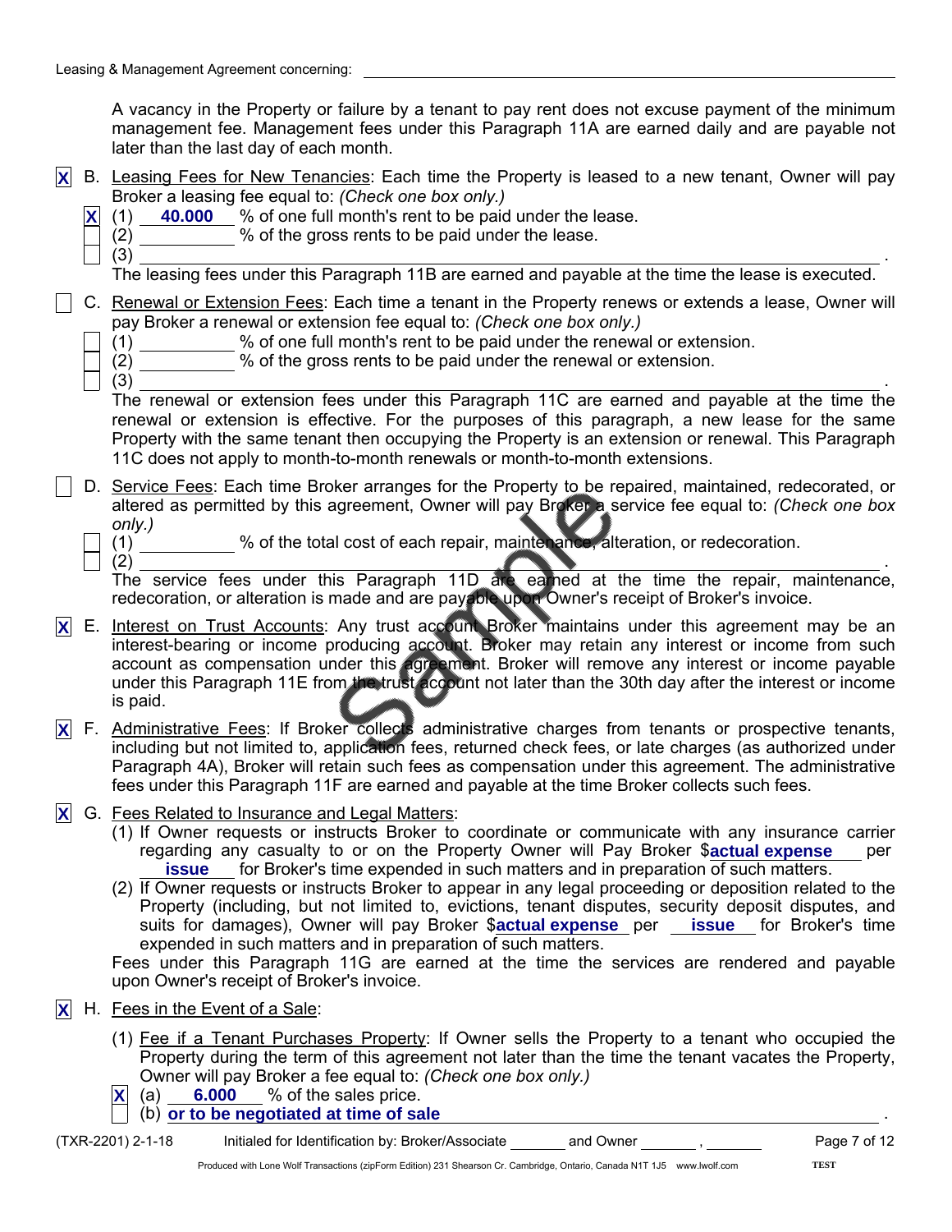A vacancy in the Property or failure by a tenant to pay rent does not excuse payment of the minimum management fee. Management fees under this Paragraph 11A are earned daily and are payable not later than the last day of each month.

[X] B. Leasing Fees for New Tenancies: Each time the Property is leased to a new tenant, Owner will pay Broker a leasing fee equal to: *(Check one box only.)*

- [X] (1) **40.000** % of one full month's rent to be paid under the lease.
- [ ] (2) ________ % of the gross rents to be paid under the lease.
- [ ] (3) ________________________________________.

The leasing fees under this Paragraph 11B are earned and payable at the time the lease is executed.

[ ] C. Renewal or Extension Fees: Each time a tenant in the Property renews or extends a lease, Owner will pay Broker a renewal or extension fee equal to: *(Check one box only.)*

- [ ] (1) ________ % of one full month's rent to be paid under the renewal or extension.
- [ ] (2) ________ % of the gross rents to be paid under the renewal or extension.
- [ ] (3) ________________________________________.

The renewal or extension fees under this Paragraph 11C are earned and payable at the time the renewal or extension is effective. For the purposes of this paragraph, a new lease for the same Property with the same tenant then occupying the Property is an extension or renewal. This Paragraph 11C does not apply to month-to-month renewals or month-to-month extensions.

[ ] D. Service Fees: Each time Broker arranges for the Property to be repaired, maintained, redecorated, or altered as permitted by this agreement, Owner will pay Broker a service fee equal to: *(Check one box only.)*

- [ ] (1) ________ % of the total cost of each repair, maintenance, alteration, or redecoration.
- [ ] (2) ________________________________________.

The service fees under this Paragraph 11D are earned at the time the repair, maintenance, redecoration, or alteration is made and are payable upon Owner's receipt of Broker's invoice.

[X] E. Interest on Trust Accounts: Any trust account Broker maintains under this agreement may be an interest-bearing or income producing account. Broker may retain any interest or income from such account as compensation under this agreement. Broker will remove any interest or income payable under this Paragraph 11E from the trust account not later than the 30th day after the interest or income is paid.

[X] F. Administrative Fees: If Broker collects administrative charges from tenants or prospective tenants, including but not limited to, application fees, returned check fees, or late charges (as authorized under Paragraph 4A), Broker will retain such fees as compensation under this agreement. The administrative fees under this Paragraph 11F are earned and payable at the time Broker collects such fees.

[X] G. Fees Related to Insurance and Legal Matters:

(1) If Owner requests or instructs Broker to coordinate or communicate with any insurance carrier regarding any casualty to or on the Property Owner will Pay Broker $**actual expense** per **issue** for Broker's time expended in such matters and in preparation of such matters.

(2) If Owner requests or instructs Broker to appear in any legal proceeding or deposition related to the Property (including, but not limited to, evictions, tenant disputes, security deposit disputes, and suits for damages), Owner will pay Broker $**actual expense** per **issue** for Broker's time expended in such matters and in preparation of such matters.

Fees under this Paragraph 11G are earned at the time the services are rendered and payable upon Owner's receipt of Broker's invoice.

[X] H. Fees in the Event of a Sale:

(1) Fee if a Tenant Purchases Property: If Owner sells the Property to a tenant who occupied the Property during the term of this agreement not later than the time the tenant vacates the Property, Owner will pay Broker a fee equal to: *(Check one box only.)*

- [X] (a) **6.000** % of the sales price.
- [ ] (b) **or to be negotiated at time of sale**.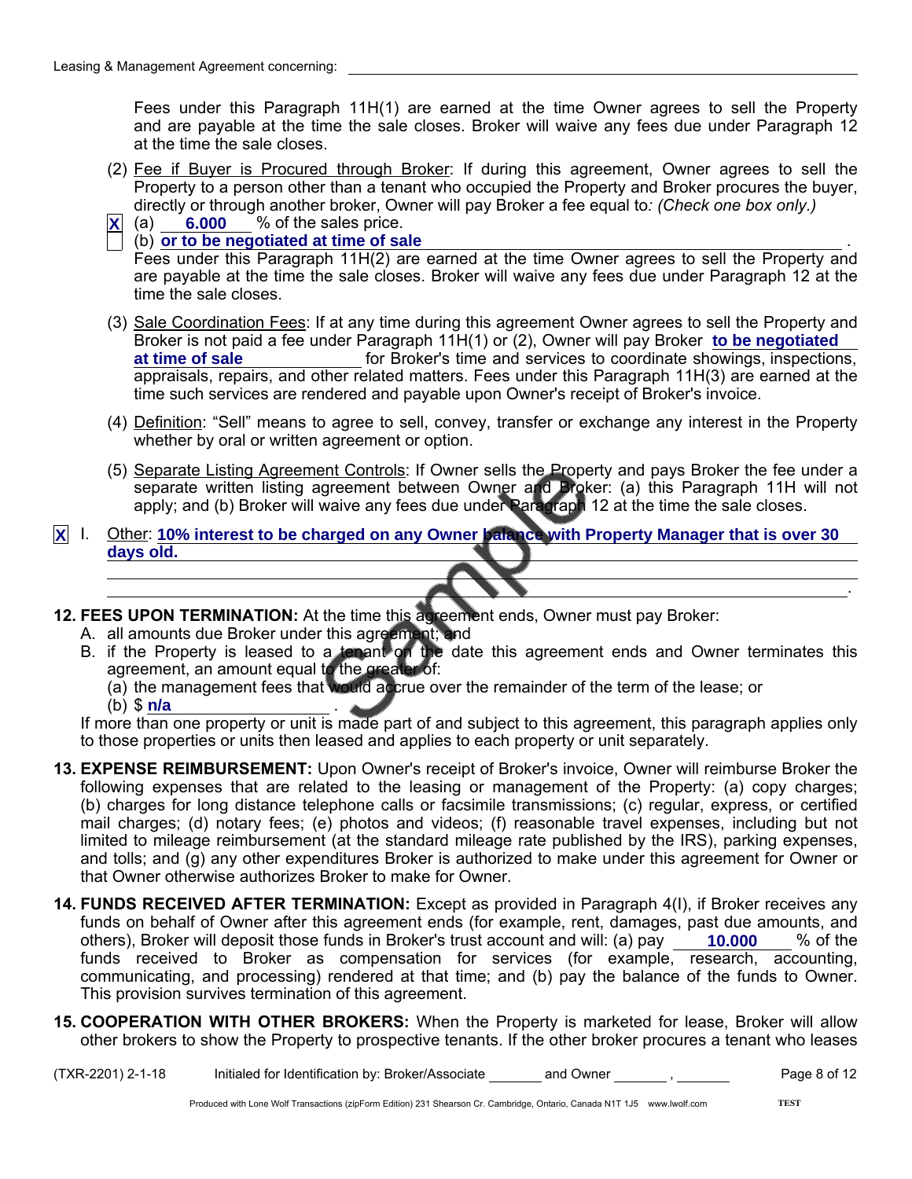Leasing & Management Agreement concerning: ______________________________

Fees under this Paragraph 11H(1) are earned at the time Owner agrees to sell the Property and are payable at the time the sale closes. Broker will waive any fees due under Paragraph 12 at the time the sale closes.

(2) Fee if Buyer is Procured through Broker: If during this agreement, Owner agrees to sell the Property to a person other than a tenant who occupied the Property and Broker procures the buyer, directly or through another broker, Owner will pay Broker a fee equal to: *(Check one box only.)*

[X] (a) **6.000** % of the sales price.

[ ] (b) **or to be negotiated at time of sale** .

Fees under this Paragraph 11H(2) are earned at the time Owner agrees to sell the Property and are payable at the time the sale closes. Broker will waive any fees due under Paragraph 12 at the time the sale closes.

(3) Sale Coordination Fees: If at any time during this agreement Owner agrees to sell the Property and Broker is not paid a fee under Paragraph 11H(1) or (2), Owner will pay Broker **to be negotiated at time of sale** for Broker's time and services to coordinate showings, inspections, appraisals, repairs, and other related matters. Fees under this Paragraph 11H(3) are earned at the time such services are rendered and payable upon Owner's receipt of Broker's invoice.

(4) Definition: "Sell" means to agree to sell, convey, transfer or exchange any interest in the Property whether by oral or written agreement or option.

(5) Separate Listing Agreement Controls: If Owner sells the Property and pays Broker the fee under a separate written listing agreement between Owner and Broker: (a) this Paragraph 11H will not apply; and (b) Broker will waive any fees due under Paragraph 12 at the time the sale closes.

[X] I. Other: **10% interest to be charged on any Owner balance with Property Manager that is over 30 days old.**

**12. FEES UPON TERMINATION:** At the time this agreement ends, Owner must pay Broker:

A. all amounts due Broker under this agreement; and

B. if the Property is leased to a tenant on the date this agreement ends and Owner terminates this agreement, an amount equal to the greater of:

(a) the management fees that would accrue over the remainder of the term of the lease; or

(b) $ **n/a** .

If more than one property or unit is made part of and subject to this agreement, this paragraph applies only to those properties or units then leased and applies to each property or unit separately.

**13. EXPENSE REIMBURSEMENT:** Upon Owner's receipt of Broker's invoice, Owner will reimburse Broker the following expenses that are related to the leasing or management of the Property: (a) copy charges; (b) charges for long distance telephone calls or facsimile transmissions; (c) regular, express, or certified mail charges; (d) notary fees; (e) photos and videos; (f) reasonable travel expenses, including but not limited to mileage reimbursement (at the standard mileage rate published by the IRS), parking expenses, and tolls; and (g) any other expenditures Broker is authorized to make under this agreement for Owner or that Owner otherwise authorizes Broker to make for Owner.

**14. FUNDS RECEIVED AFTER TERMINATION:** Except as provided in Paragraph 4(I), if Broker receives any funds on behalf of Owner after this agreement ends (for example, rent, damages, past due amounts, and others), Broker will deposit those funds in Broker's trust account and will: (a) pay **10.000** % of the funds received to Broker as compensation for services (for example, research, accounting, communicating, and processing) rendered at that time; and (b) pay the balance of the funds to Owner. This provision survives termination of this agreement.

**15. COOPERATION WITH OTHER BROKERS:** When the Property is marketed for lease, Broker will allow other brokers to show the Property to prospective tenants. If the other broker procures a tenant who leases

(TXR-2201) 2-1-18 Initialed for Identification by: Broker/Associate _______ and Owner _______ , _______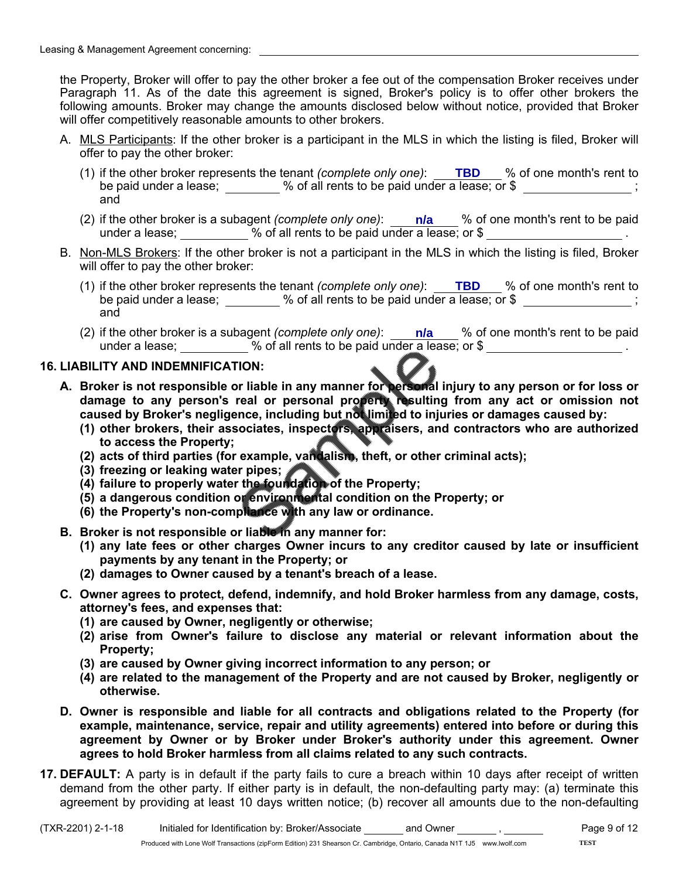the Property, Broker will offer to pay the other broker a fee out of the compensation Broker receives under Paragraph 11. As of the date this agreement is signed, Broker's policy is to offer other brokers the following amounts. Broker may change the amounts disclosed below without notice, provided that Broker will offer competitively reasonable amounts to other brokers.

A. MLS Participants: If the other broker is a participant in the MLS in which the listing is filed, Broker will offer to pay the other broker:

(1) if the other broker represents the tenant *(complete only one)*: **TBD** % of one month's rent to be paid under a lease; ________ % of all rents to be paid under a lease; or $ ________________ ; and

(2) if the other broker is a subagent *(complete only one)*: **n/a** % of one month's rent to be paid under a lease; __________ % of all rents to be paid under a lease; or $ ____________________ .

B. Non-MLS Brokers: If the other broker is not a participant in the MLS in which the listing is filed, Broker will offer to pay the other broker:

(1) if the other broker represents the tenant *(complete only one)*: **TBD** % of one month's rent to be paid under a lease; ________ % of all rents to be paid under a lease; or $ ________________ ; and

(2) if the other broker is a subagent *(complete only one)*: **n/a** % of one month's rent to be paid under a lease; __________ % of all rents to be paid under a lease; or $ ____________________ .

**16. LIABILITY AND INDEMNIFICATION:**

**A. Broker is not responsible or liable in any manner for personal injury to any person or for loss or damage to any person's real or personal property resulting from any act or omission not caused by Broker's negligence, including but not limited to injuries or damages caused by:**
**(1) other brokers, their associates, inspectors, appraisers, and contractors who are authorized to access the Property;**
**(2) acts of third parties (for example, vandalism, theft, or other criminal acts);**
**(3) freezing or leaking water pipes;**
**(4) failure to properly water the foundation of the Property;**
**(5) a dangerous condition or environmental condition on the Property; or**
**(6) the Property's non-compliance with any law or ordinance.**

**B. Broker is not responsible or liable in any manner for:**
**(1) any late fees or other charges Owner incurs to any creditor caused by late or insufficient payments by any tenant in the Property; or**
**(2) damages to Owner caused by a tenant's breach of a lease.**

**C. Owner agrees to protect, defend, indemnify, and hold Broker harmless from any damage, costs, attorney's fees, and expenses that:**
**(1) are caused by Owner, negligently or otherwise;**
**(2) arise from Owner's failure to disclose any material or relevant information about the Property;**
**(3) are caused by Owner giving incorrect information to any person; or**
**(4) are related to the management of the Property and are not caused by Broker, negligently or otherwise.**

**D. Owner is responsible and liable for all contracts and obligations related to the Property (for example, maintenance, service, repair and utility agreements) entered into before or during this agreement by Owner or by Broker under Broker's authority under this agreement. Owner agrees to hold Broker harmless from all claims related to any such contracts.**

**17. DEFAULT:** A party is in default if the party fails to cure a breach within 10 days after receipt of written demand from the other party. If either party is in default, the non-defaulting party may: (a) terminate this agreement by providing at least 10 days written notice; (b) recover all amounts due to the non-defaulting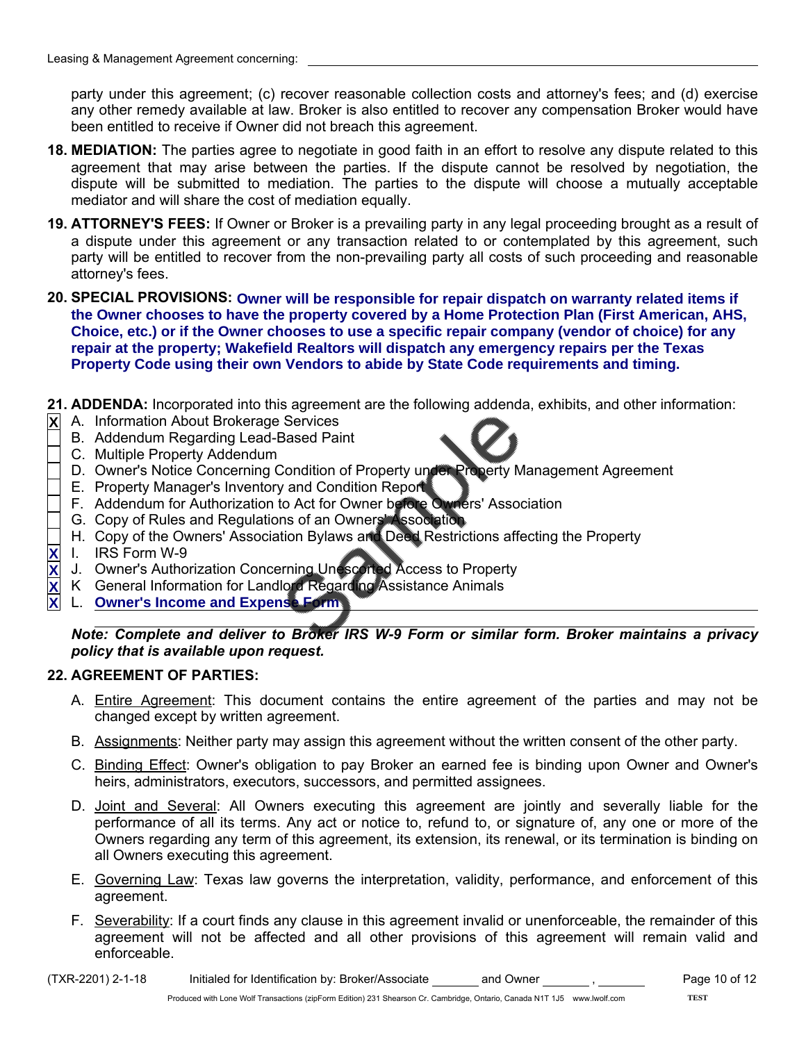party under this agreement; (c) recover reasonable collection costs and attorney's fees; and (d) exercise any other remedy available at law. Broker is also entitled to recover any compensation Broker would have been entitled to receive if Owner did not breach this agreement.

**18. MEDIATION:** The parties agree to negotiate in good faith in an effort to resolve any dispute related to this agreement that may arise between the parties. If the dispute cannot be resolved by negotiation, the dispute will be submitted to mediation. The parties to the dispute will choose a mutually acceptable mediator and will share the cost of mediation equally.

**19. ATTORNEY'S FEES:** If Owner or Broker is a prevailing party in any legal proceeding brought as a result of a dispute under this agreement or any transaction related to or contemplated by this agreement, such party will be entitled to recover from the non-prevailing party all costs of such proceeding and reasonable attorney's fees.

**20. SPECIAL PROVISIONS:** **Owner will be responsible for repair dispatch on warranty related items if the Owner chooses to have the property covered by a Home Protection Plan (First American, AHS, Choice, etc.) or if the Owner chooses to use a specific repair company (vendor of choice) for any repair at the property; Wakefield Realtors will dispatch any emergency repairs per the Texas Property Code using their own Vendors to abide by State Code requirements and timing.**

**21. ADDENDA:** Incorporated into this agreement are the following addenda, exhibits, and other information:

- [X] A. Information About Brokerage Services
- [ ] B. Addendum Regarding Lead-Based Paint
- [ ] C. Multiple Property Addendum
- [ ] D. Owner's Notice Concerning Condition of Property under Property Management Agreement
- [ ] E. Property Manager's Inventory and Condition Report
- [ ] F. Addendum for Authorization to Act for Owner before Owners' Association
- [ ] G. Copy of Rules and Regulations of an Owners' Association
- [ ] H. Copy of the Owners' Association Bylaws and Deed Restrictions affecting the Property
- [X] I. IRS Form W-9
- [X] J. Owner's Authorization Concerning Unescorted Access to Property
- [X] K General Information for Landlord Regarding Assistance Animals
- [X] L. **Owner's Income and Expense Form**

***Note: Complete and deliver to Broker IRS W-9 Form or similar form. Broker maintains a privacy policy that is available upon request.***

**22. AGREEMENT OF PARTIES:**

A. Entire Agreement: This document contains the entire agreement of the parties and may not be changed except by written agreement.

B. Assignments: Neither party may assign this agreement without the written consent of the other party.

C. Binding Effect: Owner's obligation to pay Broker an earned fee is binding upon Owner and Owner's heirs, administrators, executors, successors, and permitted assignees.

D. Joint and Several: All Owners executing this agreement are jointly and severally liable for the performance of all its terms. Any act or notice to, refund to, or signature of, any one or more of the Owners regarding any term of this agreement, its extension, its renewal, or its termination is binding on all Owners executing this agreement.

E. Governing Law: Texas law governs the interpretation, validity, performance, and enforcement of this agreement.

F. Severability: If a court finds any clause in this agreement invalid or unenforceable, the remainder of this agreement will not be affected and all other provisions of this agreement will remain valid and enforceable.

(TXR-2201) 2-1-18 Initialed for Identification by: Broker/Associate _______ and Owner _______ , _______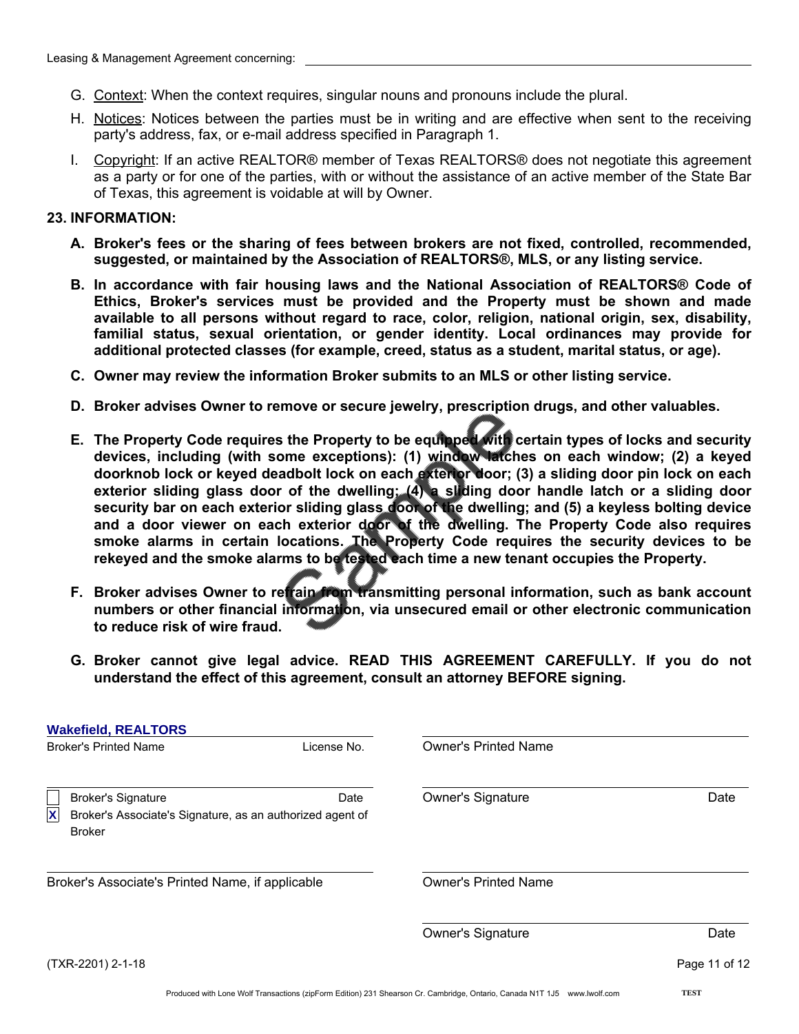G. Context: When the context requires, singular nouns and pronouns include the plural.

H. Notices: Notices between the parties must be in writing and are effective when sent to the receiving party's address, fax, or e-mail address specified in Paragraph 1.

I. Copyright: If an active REALTOR® member of Texas REALTORS® does not negotiate this agreement as a party or for one of the parties, with or without the assistance of an active member of the State Bar of Texas, this agreement is voidable at will by Owner.

**23. INFORMATION:**

**A. Broker's fees or the sharing of fees between brokers are not fixed, controlled, recommended, suggested, or maintained by the Association of REALTORS®, MLS, or any listing service.**

**B. In accordance with fair housing laws and the National Association of REALTORS® Code of Ethics, Broker's services must be provided and the Property must be shown and made available to all persons without regard to race, color, religion, national origin, sex, disability, familial status, sexual orientation, or gender identity. Local ordinances may provide for additional protected classes (for example, creed, status as a student, marital status, or age).**

**C. Owner may review the information Broker submits to an MLS or other listing service.**

**D. Broker advises Owner to remove or secure jewelry, prescription drugs, and other valuables.**

**E. The Property Code requires the Property to be equipped with certain types of locks and security devices, including (with some exceptions): (1) window latches on each window; (2) a keyed doorknob lock or keyed deadbolt lock on each exterior door; (3) a sliding door pin lock on each exterior sliding glass door of the dwelling; (4) a sliding door handle latch or a sliding door security bar on each exterior sliding glass door of the dwelling; and (5) a keyless bolting device and a door viewer on each exterior door of the dwelling. The Property Code also requires smoke alarms in certain locations. The Property Code requires the security devices to be rekeyed and the smoke alarms to be tested each time a new tenant occupies the Property.**

**F. Broker advises Owner to refrain from transmitting personal information, such as bank account numbers or other financial information, via unsecured email or other electronic communication to reduce risk of wire fraud.**

**G. Broker cannot give legal advice. READ THIS AGREEMENT CAREFULLY. If you do not understand the effect of this agreement, consult an attorney BEFORE signing.**

| | |
|---|---|
| Wakefield, REALTORS | |
| Broker's Printed Name &nbsp;&nbsp; License No. | Owner's Printed Name |
| ☐ Broker's Signature &nbsp;&nbsp; Date | Owner's Signature &nbsp;&nbsp; Date |
| ☒ Broker's Associate's Signature, as an authorized agent of Broker | |
| Broker's Associate's Printed Name, if applicable | Owner's Printed Name |
| | Owner's Signature &nbsp;&nbsp; Date |

(TXR-2201) 2-1-18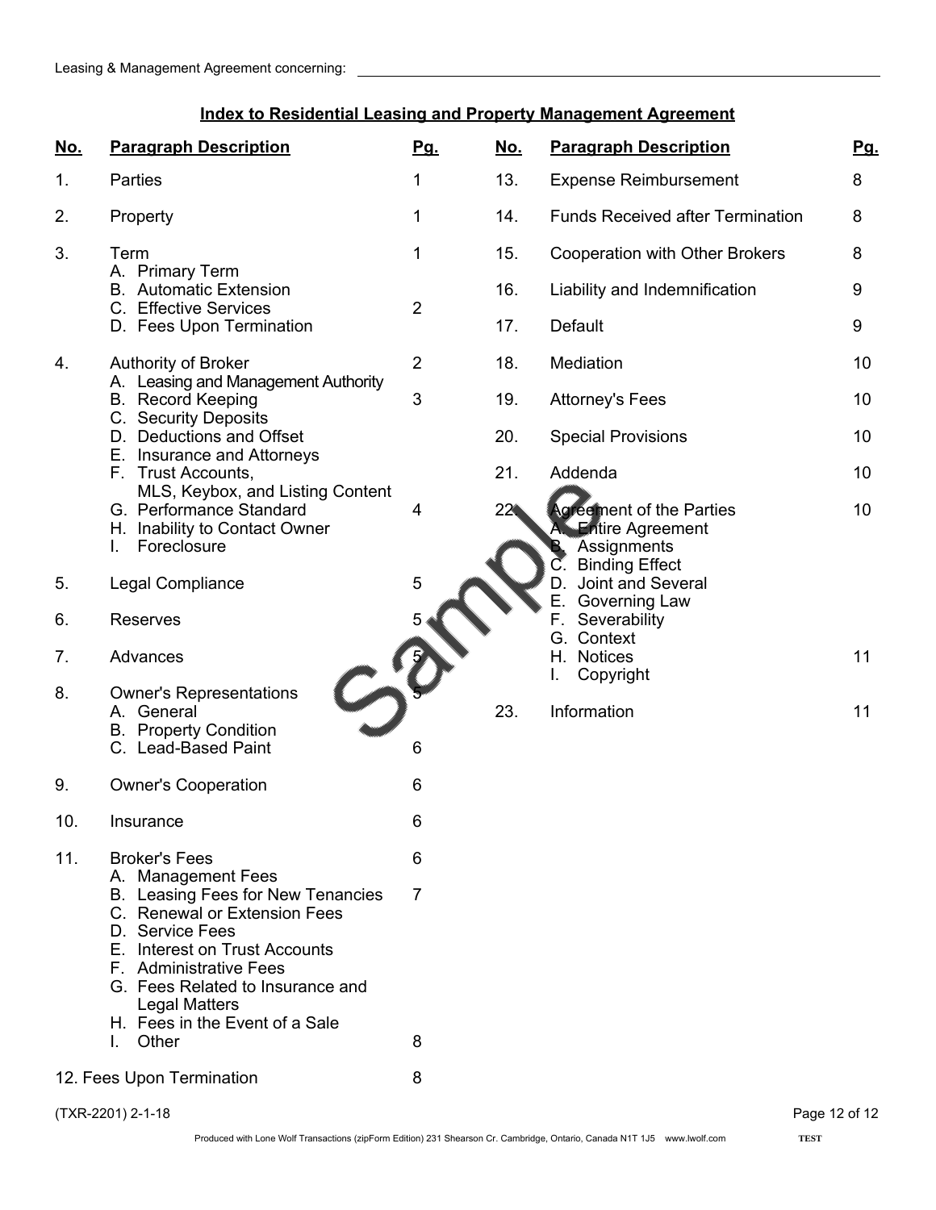Leasing & Management Agreement concerning: ______________________________

## Index to Residential Leasing and Property Management Agreement

| No. | Paragraph Description | Pg. |
|---|---|---|
| 1. | Parties | 1 |
| 2. | Property | 1 |
| 3. | Term<br>A. Primary Term<br>B. Automatic Extension<br>C. Effective Services<br>D. Fees Upon Termination | 1<br><br><br>2 |
| 4. | Authority of Broker<br>A. Leasing and Management Authority<br>B. Record Keeping<br>C. Security Deposits<br>D. Deductions and Offset<br>E. Insurance and Attorneys<br>F. Trust Accounts, MLS, Keybox, and Listing Content<br>G. Performance Standard<br>H. Inability to Contact Owner<br>I. Foreclosure | 2<br><br>3<br><br><br><br><br>4 |
| 5. | Legal Compliance | 5 |
| 6. | Reserves | 5 |
| 7. | Advances | 5 |
| 8. | Owner's Representations<br>A. General<br>B. Property Condition<br>C. Lead-Based Paint | 5<br><br><br>6 |
| 9. | Owner's Cooperation | 6 |
| 10. | Insurance | 6 |
| 11. | Broker's Fees<br>A. Management Fees<br>B. Leasing Fees for New Tenancies<br>C. Renewal or Extension Fees<br>D. Service Fees<br>E. Interest on Trust Accounts<br>F. Administrative Fees<br>G. Fees Related to Insurance and Legal Matters<br>H. Fees in the Event of a Sale<br>I. Other | 6<br><br>7<br><br><br><br><br><br><br>8 |
| 12. | Fees Upon Termination | 8 |
| 13. | Expense Reimbursement | 8 |
| 14. | Funds Received after Termination | 8 |
| 15. | Cooperation with Other Brokers | 8 |
| 16. | Liability and Indemnification | 9 |
| 17. | Default | 9 |
| 18. | Mediation | 10 |
| 19. | Attorney's Fees | 10 |
| 20. | Special Provisions | 10 |
| 21. | Addenda | 10 |
| 22. | Agreement of the Parties<br>A. Entire Agreement<br>B. Assignments<br>C. Binding Effect<br>D. Joint and Several<br>E. Governing Law<br>F. Severability<br>G. Context<br>H. Notices<br>I. Copyright | 10<br><br><br><br><br><br><br><br>11 |
| 23. | Information | 11 |

(TXR-2201) 2-1-18

Produced with Lone Wolf Transactions (zipForm Edition) 231 Shearson Cr. Cambridge, Ontario, Canada N1T 1J5 www.lwolf.com TEST